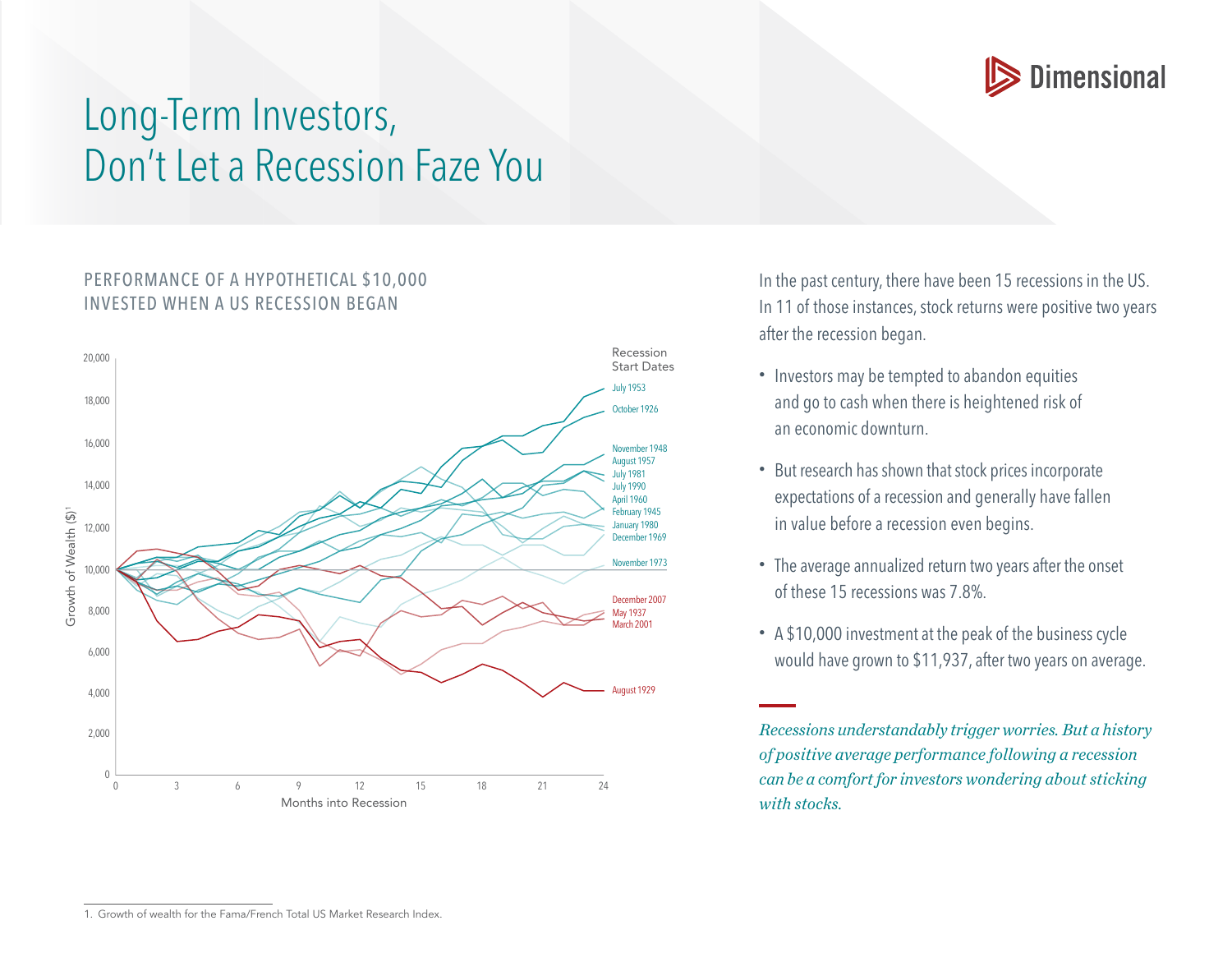Dimensional

# Long-Term Investors, Don't Let a Recession Faze You

## PERFORMANCE OF A HYPOTHETICAL $10,000 INVESTED WHEN A US RECESSION BEGAN

Growth of Wealth ($)[1]

Recession Start Dates

July 1953
October 1926
November 1948
August 1957
July 1981
July 1990
April 1960
February 1945
January 1980
December 1969
November 1973
December 2007
May 1937
March 2001
August 1929

Months into Recession

In the past century, there have been 15 recessions in the US. In 11 of those instances, stock returns were positive two years after the recession began.

- Investors may be tempted to abandon equities and go to cash when there is heightened risk of an economic downturn.
- But research has shown that stock prices incorporate expectations of a recession and generally have fallen in value before a recession even begins.
- The average annualized return two years after the onset of these 15 recessions was 7.8%.
- A $10,000 investment at the peak of the business cycle would have grown to $11,937, after two years on average.

*Recessions understandably trigger worries. But a history of positive average performance following a recession can be a comfort for investors wondering about sticking with stocks.*

1. Growth of wealth for the Fama/French Total US Market Research Index.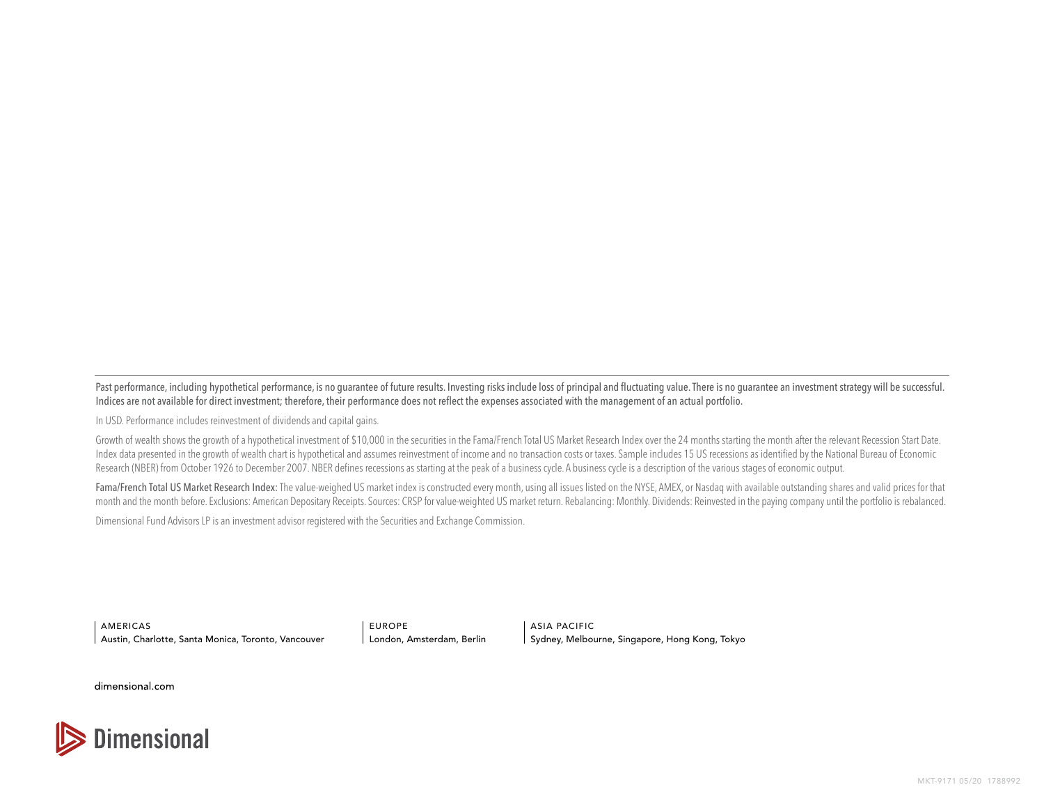Past performance, including hypothetical performance, is no guarantee of future results. Investing risks include loss of principal and fluctuating value. There is no guarantee an investment strategy will be successful. Indices are not available for direct investment; therefore, their performance does not reflect the expenses associated with the management of an actual portfolio.

In USD. Performance includes reinvestment of dividends and capital gains.

Growth of wealth shows the growth of a hypothetical investment of $10,000 in the securities in the Fama/French Total US Market Research Index over the 24 months starting the month after the relevant Recession Start Date. Index data presented in the growth of wealth chart is hypothetical and assumes reinvestment of income and no transaction costs or taxes. Sample includes 15 US recessions as identified by the National Bureau of Economic Research (NBER) from October 1926 to December 2007. NBER defines recessions as starting at the peak of a business cycle. A business cycle is a description of the various stages of economic output.

Fama/French Total US Market Research Index: The value-weighed US market index is constructed every month, using all issues listed on the NYSE, AMEX, or Nasdaq with available outstanding shares and valid prices for that month and the month before. Exclusions: American Depositary Receipts. Sources: CRSP for value-weighted US market return. Rebalancing: Monthly. Dividends: Reinvested in the paying company until the portfolio is rebalanced.

Dimensional Fund Advisors LP is an investment advisor registered with the Securities and Exchange Commission.

AMERICAS
Austin, Charlotte, Santa Monica, Toronto, Vancouver

EUROPE
London, Amsterdam, Berlin

ASIA PACIFIC
Sydney, Melbourne, Singapore, Hong Kong, Tokyo

dimensional.com

Dimensional

MKT-9171 05/20 1788992